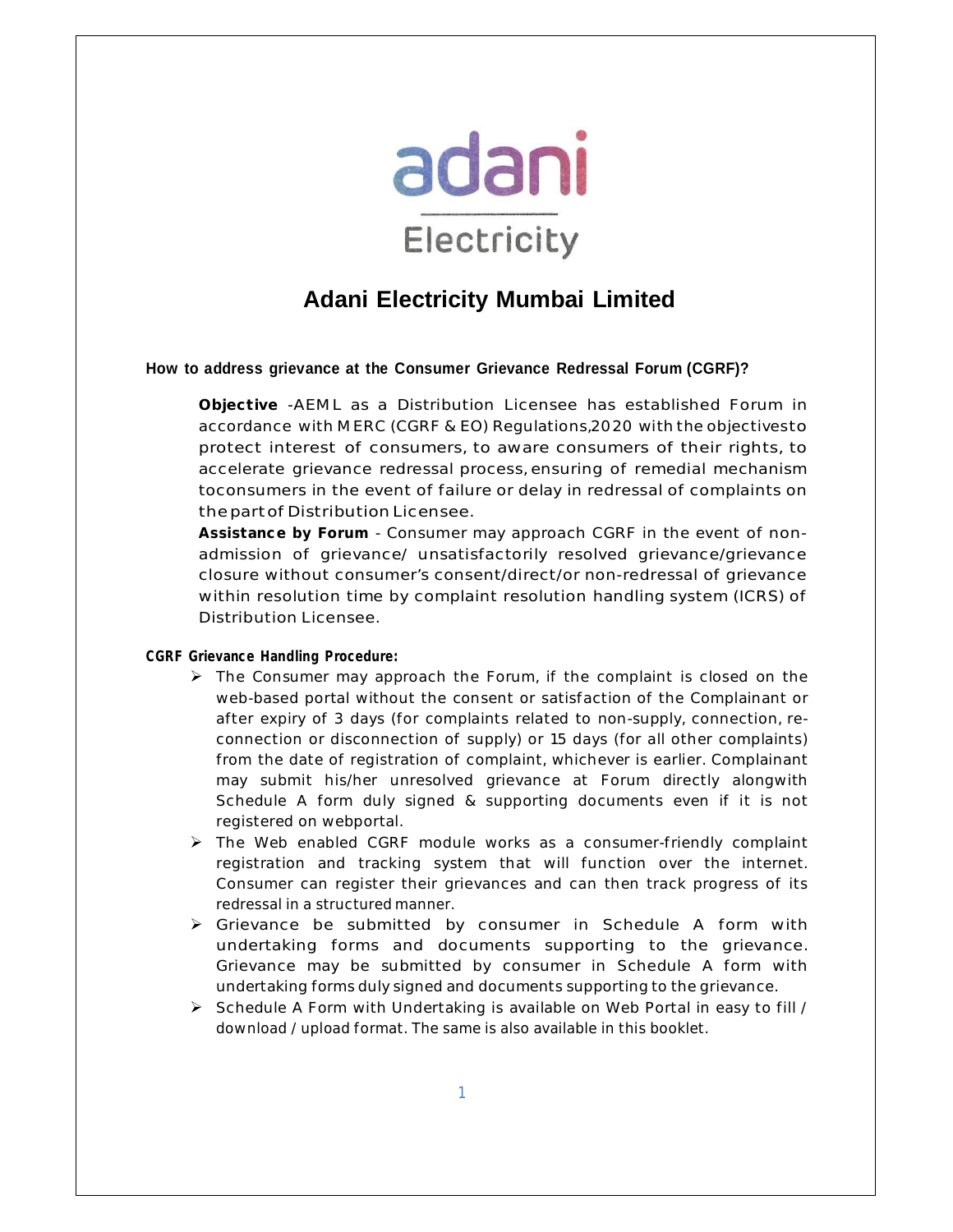adani
Electricity

# Adani Electricity Mumbai Limited

**How to address grievance at the Consumer Grievance Redressal Forum (CGRF)?**

**Objective** -AEML as a Distribution Licensee has established Forum in accordance with MERC (CGRF & EO) Regulations,2020 with the objectivesto protect interest of consumers, to aware consumers of their rights, to accelerate grievance redressal process, ensuring of remedial mechanism toconsumers in the event of failure or delay in redressal of complaints on the part of Distribution Licensee.

**Assistance by Forum** - Consumer may approach CGRF in the event of non-admission of grievance/ unsatisfactorily resolved grievance/grievance closure without consumer's consent/direct/or non-redressal of grievance within resolution time by complaint resolution handling system (ICRS) of Distribution Licensee.

**CGRF Grievance Handling Procedure:**

- The Consumer may approach the Forum, if the complaint is closed on the web-based portal without the consent or satisfaction of the Complainant or after expiry of 3 days (for complaints related to non-supply, connection, re-connection or disconnection of supply) or 15 days (for all other complaints) from the date of registration of complaint, whichever is earlier. Complainant may submit his/her unresolved grievance at Forum directly alongwith Schedule A form duly signed & supporting documents even if it is not registered on webportal.
- The Web enabled CGRF module works as a consumer-friendly complaint registration and tracking system that will function over the internet. Consumer can register their grievances and can then track progress of its redressal in a structured manner.
- Grievance be submitted by consumer in Schedule A form with undertaking forms and documents supporting to the grievance. Grievance may be submitted by consumer in Schedule A form with undertaking forms duly signed and documents supporting to the grievance.
- Schedule A Form with Undertaking is available on Web Portal in easy to fill / download / upload format. The same is also available in this booklet.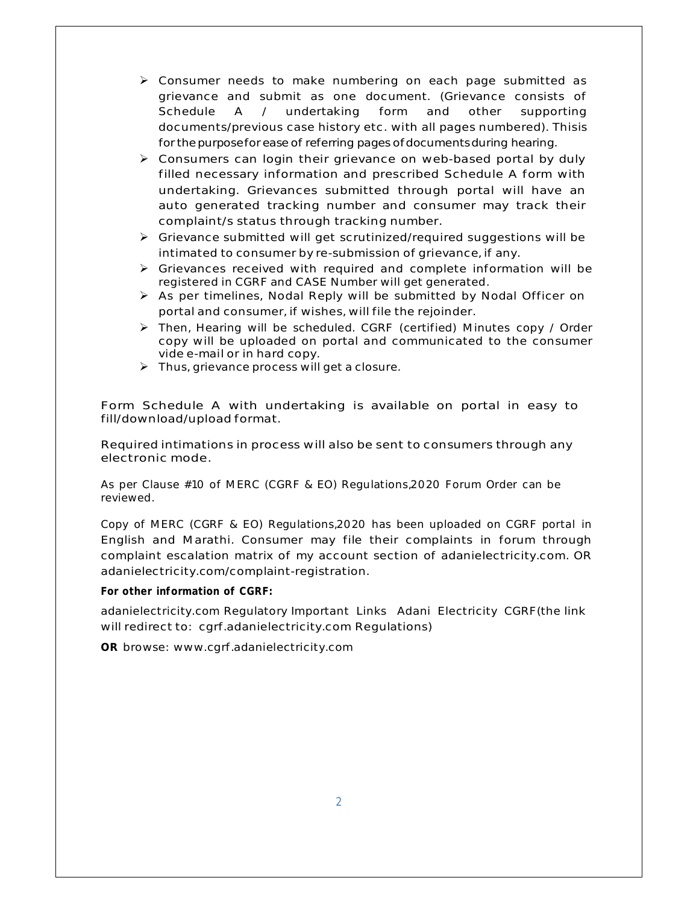- Consumer needs to make numbering on each page submitted as grievance and submit as one document. (Grievance consists of Schedule A / undertaking form and other supporting documents/previous case history etc. with all pages numbered). Thisis for the purposefor ease of referring pages of documents during hearing.
- Consumers can login their grievance on web-based portal by duly filled necessary information and prescribed Schedule A form with undertaking. Grievances submitted through portal will have an auto generated tracking number and consumer may track their complaint/s status through tracking number.
- Grievance submitted will get scrutinized/required suggestions will be intimated to consumer by re-submission of grievance, if any.
- Grievances received with required and complete information will be registered in CGRF and CASE Number will get generated.
- As per timelines, Nodal Reply will be submitted by Nodal Officer on portal and consumer, if wishes, will file the rejoinder.
- Then, Hearing will be scheduled. CGRF (certified) Minutes copy / Order copy will be uploaded on portal and communicated to the consumer vide e-mail or in hard copy.
- Thus, grievance process will get a closure.

Form Schedule A with undertaking is available on portal in easy to fill/download/upload format.

Required intimations in process will also be sent to consumers through any electronic mode.

As per Clause #10 of MERC (CGRF & EO) Regulations,2020 Forum Order can be reviewed.

Copy of MERC (CGRF & EO) Regulations,2020 has been uploaded on CGRF portal in English and Marathi. Consumer may file their complaints in forum through complaint escalation matrix of my account section of adanielectricity.com. OR adanielectricity.com/complaint-registration.

**For other information of CGRF:**

adanielectricity.com Regulatory Important Links Adani Electricity CGRF(the link will redirect to: cgrf.adanielectricity.com Regulations)

**OR** browse: www.cgrf.adanielectricity.com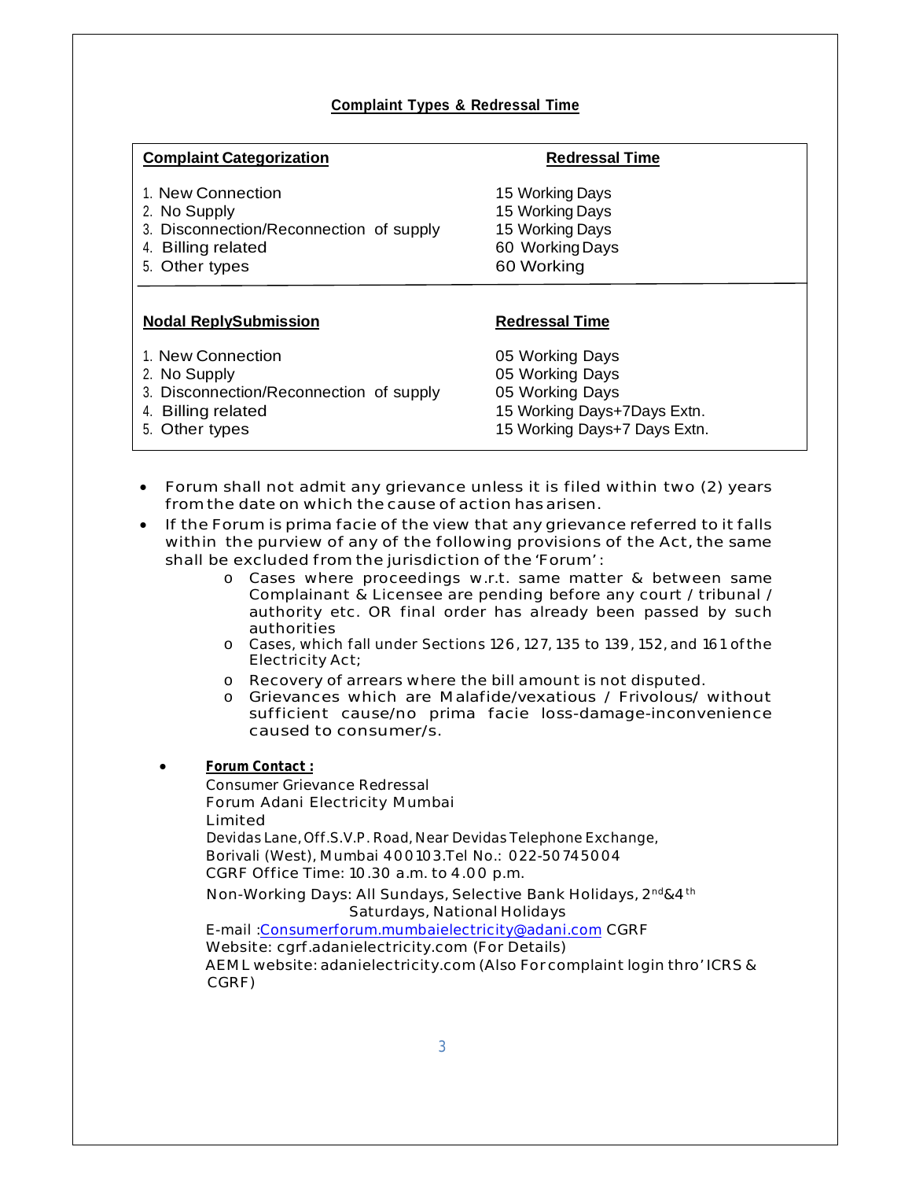**Complaint Types & Redressal Time**

| Complaint Categorization | Redressal Time |
|---|---|
| 1. New Connection | 15 Working Days |
| 2. No Supply | 15 Working Days |
| 3. Disconnection/Reconnection of supply | 15 Working Days |
| 4. Billing related | 60 Working Days |
| 5. Other types | 60 Working |

| Nodal ReplySubmission | Redressal Time |
|---|---|
| 1. New Connection | 05 Working Days |
| 2. No Supply | 05 Working Days |
| 3. Disconnection/Reconnection of supply | 05 Working Days |
| 4. Billing related | 15 Working Days+7Days Extn. |
| 5. Other types | 15 Working Days+7 Days Extn. |

- Forum shall not admit any grievance unless it is filed within two (2) years from the date on which the cause of action has arisen.
- If the Forum is prima facie of the view that any grievance referred to it falls within the purview of any of the following provisions of the Act, the same shall be excluded from the jurisdiction of the 'Forum':
  - Cases where proceedings w.r.t. same matter & between same Complainant & Licensee are pending before any court / tribunal / authority etc. OR final order has already been passed by such authorities
  - Cases, which fall under Sections 126, 127, 135 to 139, 152, and 161 of the Electricity Act;
  - Recovery of arrears where the bill amount is not disputed.
  - Grievances which are Malafide/vexatious / Frivolous/ without sufficient cause/no prima facie loss-damage-inconvenience caused to consumer/s.

- **Forum Contact :**

  Consumer Grievance Redressal
  Forum Adani Electricity Mumbai
  Limited
  Devidas Lane, Off.S.V.P. Road, Near Devidas Telephone Exchange,
  Borivali (West), Mumbai 400103.Tel No.: 022-50745004
  CGRF Office Time: 10.30 a.m. to 4.00 p.m.
  Non-Working Days: All Sundays, Selective Bank Holidays, 2nd&4th Saturdays, National Holidays
  E-mail :Consumerforum.mumbaielectricity@adani.com CGRF
  Website: cgrf.adanielectricity.com (For Details)
  AEML website: adanielectricity.com (Also For complaint login thro' ICRS & CGRF)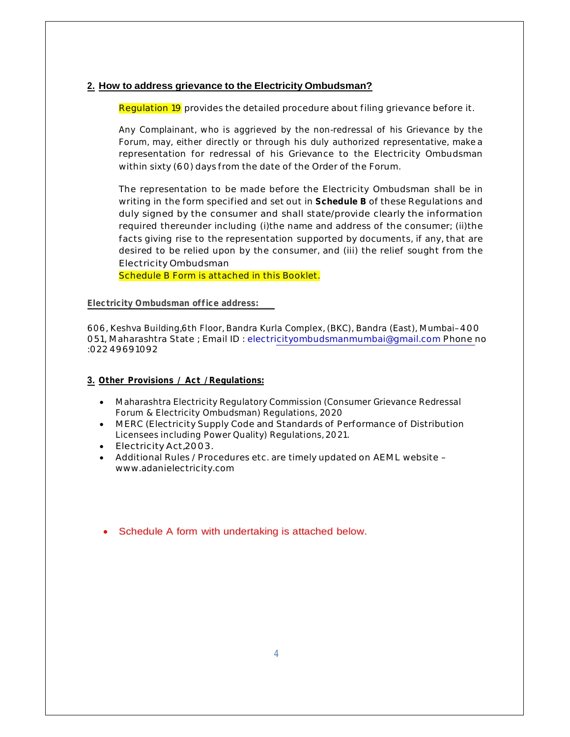## 2. How to address grievance to the Electricity Ombudsman?

Regulation 19 provides the detailed procedure about filing grievance before it.

Any Complainant, who is aggrieved by the non-redressal of his Grievance by the Forum, may, either directly or through his duly authorized representative, make a representation for redressal of his Grievance to the Electricity Ombudsman within sixty (60) days from the date of the Order of the Forum.

The representation to be made before the Electricity Ombudsman shall be in writing in the form specified and set out in **Schedule B** of these Regulations and duly signed by the consumer and shall state/provide clearly the information required thereunder including (i)the name and address of the consumer; (ii)the facts giving rise to the representation supported by documents, if any, that are desired to be relied upon by the consumer, and (iii) the relief sought from the Electricity Ombudsman

Schedule B Form is attached in this Booklet.

**Electricity Ombudsman office address:**

606, Keshva Building,6th Floor, Bandra Kurla Complex, (BKC), Bandra (East), Mumbai–400 051, Maharashtra State ; Email ID : electricityombudsmanmumbai@gmail.com Phone no :022 49691092

## 3. Other Provisions / Act / Regulations:

- Maharashtra Electricity Regulatory Commission (Consumer Grievance Redressal Forum & Electricity Ombudsman) Regulations, 2020
- MERC (Electricity Supply Code and Standards of Performance of Distribution Licensees including Power Quality) Regulations, 2021.
- Electricity Act,2003.
- Additional Rules / Procedures etc. are timely updated on AEML website – www.adanielectricity.com

- Schedule A form with undertaking is attached below.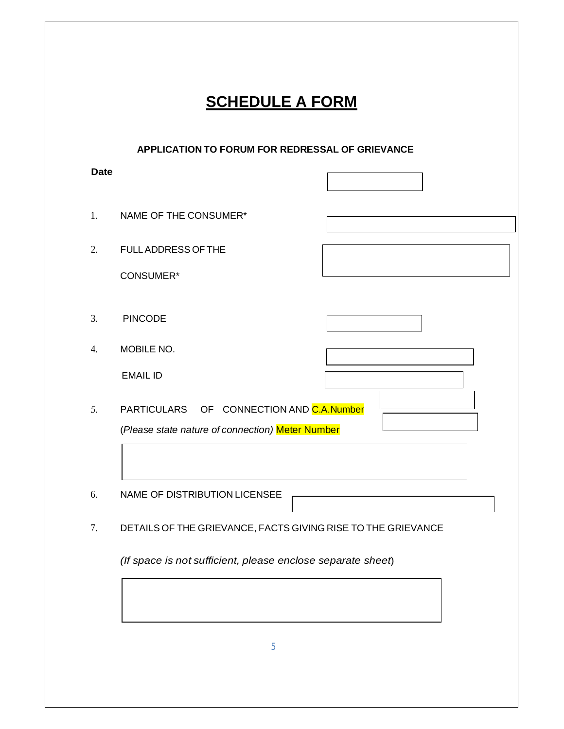# SCHEDULE A FORM

**APPLICATION TO FORUM FOR REDRESSAL OF GRIEVANCE**

**Date**

1. NAME OF THE CONSUMER*

2. FULL ADDRESS OF THE CONSUMER*

3. PINCODE

4. MOBILE NO.

   EMAIL ID

5. PARTICULARS OF CONNECTION AND C.A.Number

   (*Please state nature of connection)* Meter Number

6. NAME OF DISTRIBUTION LICENSEE

7. DETAILS OF THE GRIEVANCE, FACTS GIVING RISE TO THE GRIEVANCE

   *(If space is not sufficient, please enclose separate sheet*)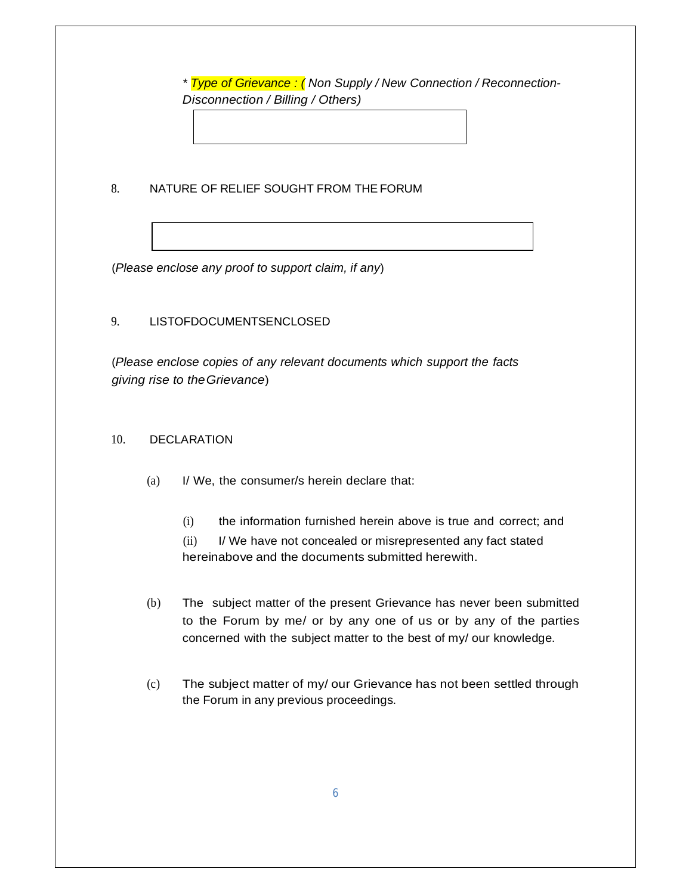\* *Type of Grievance : ( Non Supply / New Connection / Reconnection-Disconnection / Billing / Others)*

8. NATURE OF RELIEF SOUGHT FROM THE FORUM

(*Please enclose any proof to support claim, if any*)

9. LISTOFDOCUMENTSENCLOSED

(*Please enclose copies of any relevant documents which support the facts giving rise to theGrievance*)

10. DECLARATION

(a) I/ We, the consumer/s herein declare that:

(i) the information furnished herein above is true and correct; and

(ii) I/ We have not concealed or misrepresented any fact stated hereinabove and the documents submitted herewith.

(b) The subject matter of the present Grievance has never been submitted to the Forum by me/ or by any one of us or by any of the parties concerned with the subject matter to the best of my/ our knowledge.

(c) The subject matter of my/ our Grievance has not been settled through the Forum in any previous proceedings.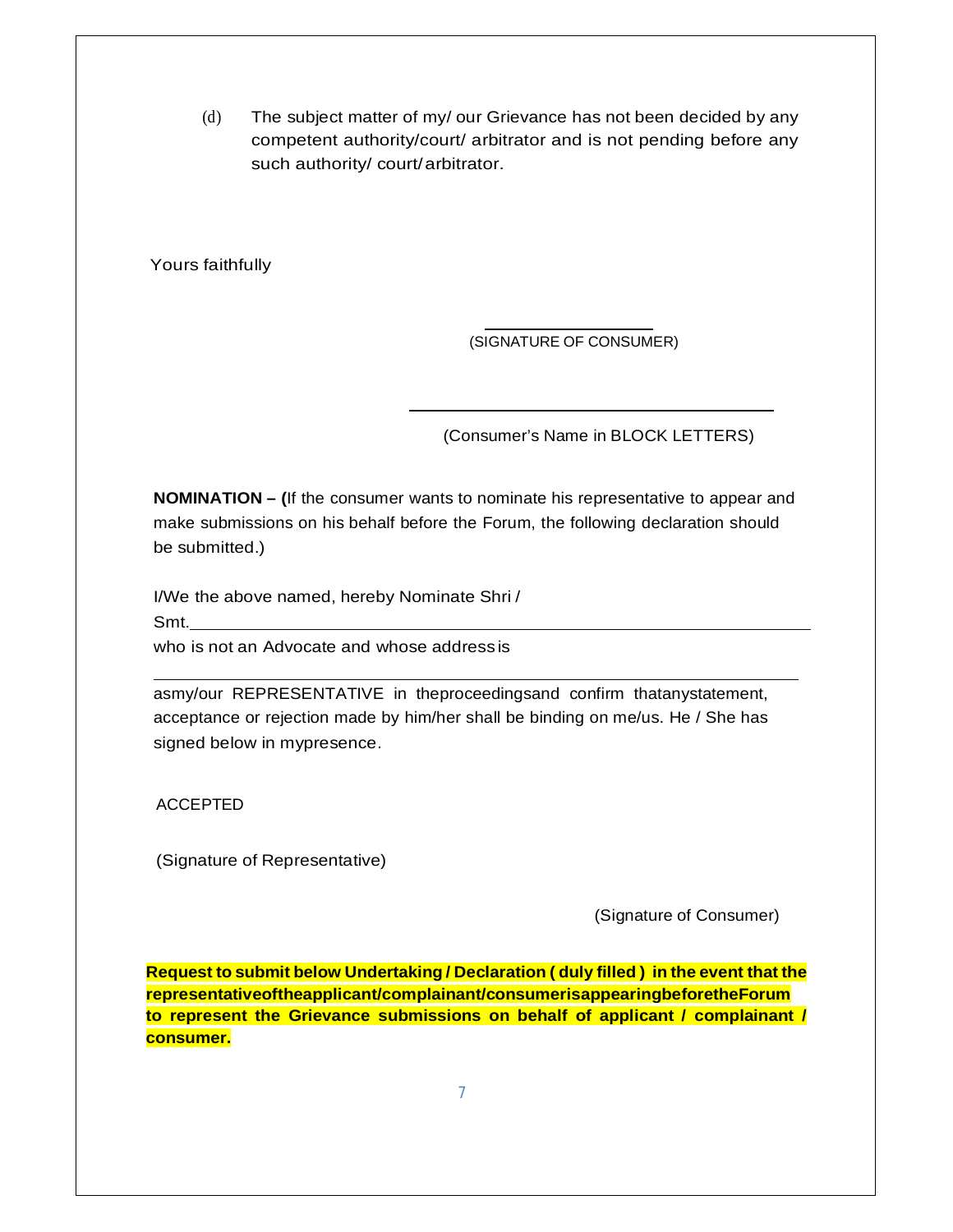(d) The subject matter of my/ our Grievance has not been decided by any competent authority/court/ arbitrator and is not pending before any such authority/ court/ arbitrator.

Yours faithfully

\_\_\_\_\_\_\_\_\_\_\_\_\_\_\_\_\_\_\_\_
(SIGNATURE OF CONSUMER)

\_\_\_\_\_\_\_\_\_\_\_\_\_\_\_\_\_\_\_\_\_\_\_\_\_\_\_\_\_\_\_\_\_\_\_\_\_\_\_\_
(Consumer's Name in BLOCK LETTERS)

**NOMINATION – (**If the consumer wants to nominate his representative to appear and make submissions on his behalf before the Forum, the following declaration should be submitted.)

I/We the above named, hereby Nominate Shri / Smt.\_\_\_\_\_\_\_\_\_\_\_\_\_\_\_\_\_\_\_\_\_\_\_\_\_\_\_\_\_\_\_\_\_\_\_\_\_\_\_\_\_\_\_\_\_\_\_\_\_\_\_\_\_\_\_\_\_\_\_\_\_\_\_\_
who is not an Advocate and whose address is
\_\_\_\_\_\_\_\_\_\_\_\_\_\_\_\_\_\_\_\_\_\_\_\_\_\_\_\_\_\_\_\_\_\_\_\_\_\_\_\_\_\_\_\_\_\_\_\_\_\_\_\_\_\_\_\_\_\_\_\_\_\_\_\_\_\_\_\_\_\_
as my/our REPRESENTATIVE in the proceedings and confirm that any statement, acceptance or rejection made by him/her shall be binding on me/us. He / She has signed below in my presence.

ACCEPTED

(Signature of Representative)

(Signature of Consumer)

**Request to submit below Undertaking / Declaration ( duly filled ) in the event that the representative of the applicant/complainant/consumer is appearing before the Forum to represent the Grievance submissions on behalf of applicant / complainant / consumer.**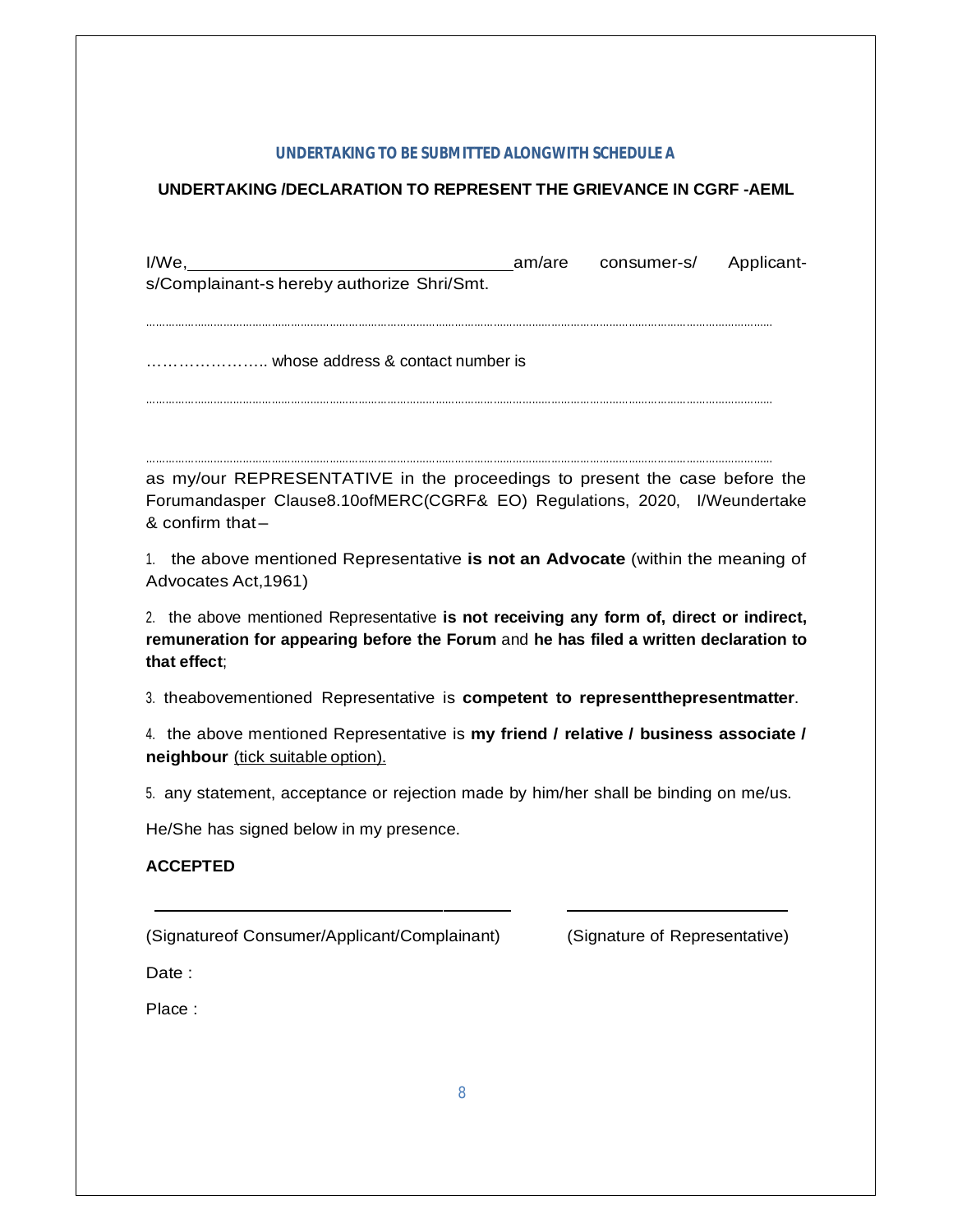**UNDERTAKING TO BE SUBMITTED ALONGWITH SCHEDULE A**

**UNDERTAKING /DECLARATION TO REPRESENT THE GRIEVANCE IN CGRF -AEML**

I/We,\_\_\_\_\_\_\_\_\_\_\_\_\_\_\_\_\_\_\_\_\_\_\_\_\_\_\_\_\_\_\_\_am/are consumer-s/ Applicant-s/Complainant-s hereby authorize Shri/Smt.

..............................................................................................................................................................................

………………….. whose address & contact number is

..............................................................................................................................................................................

..............................................................................................................................................................................

as my/our REPRESENTATIVE in the proceedings to present the case before the Forumandasper Clause8.10ofMERC(CGRF& EO) Regulations, 2020, I/Weundertake & confirm that –

1. the above mentioned Representative **is not an Advocate** (within the meaning of Advocates Act,1961)

2. the above mentioned Representative **is not receiving any form of, direct or indirect, remuneration for appearing before the Forum** and **he has filed a written declaration to that effect**;

3. theabovementioned Representative is **competent to representthepresentmatter**.

4. the above mentioned Representative is **my friend / relative / business associate / neighbour** <u>(tick suitable option).</u>

5. any statement, acceptance or rejection made by him/her shall be binding on me/us.

He/She has signed below in my presence.

**ACCEPTED**

\_\_\_\_\_\_\_\_\_\_\_\_\_\_\_\_\_\_\_\_\_\_\_\_\_\_\_\_\_\_\_\_\_\_\_\_ \_\_\_\_\_\_\_\_\_\_\_\_\_\_\_\_\_\_\_\_\_\_\_\_\_\_

(Signatureof Consumer/Applicant/Complainant) (Signature of Representative)

Date :

Place :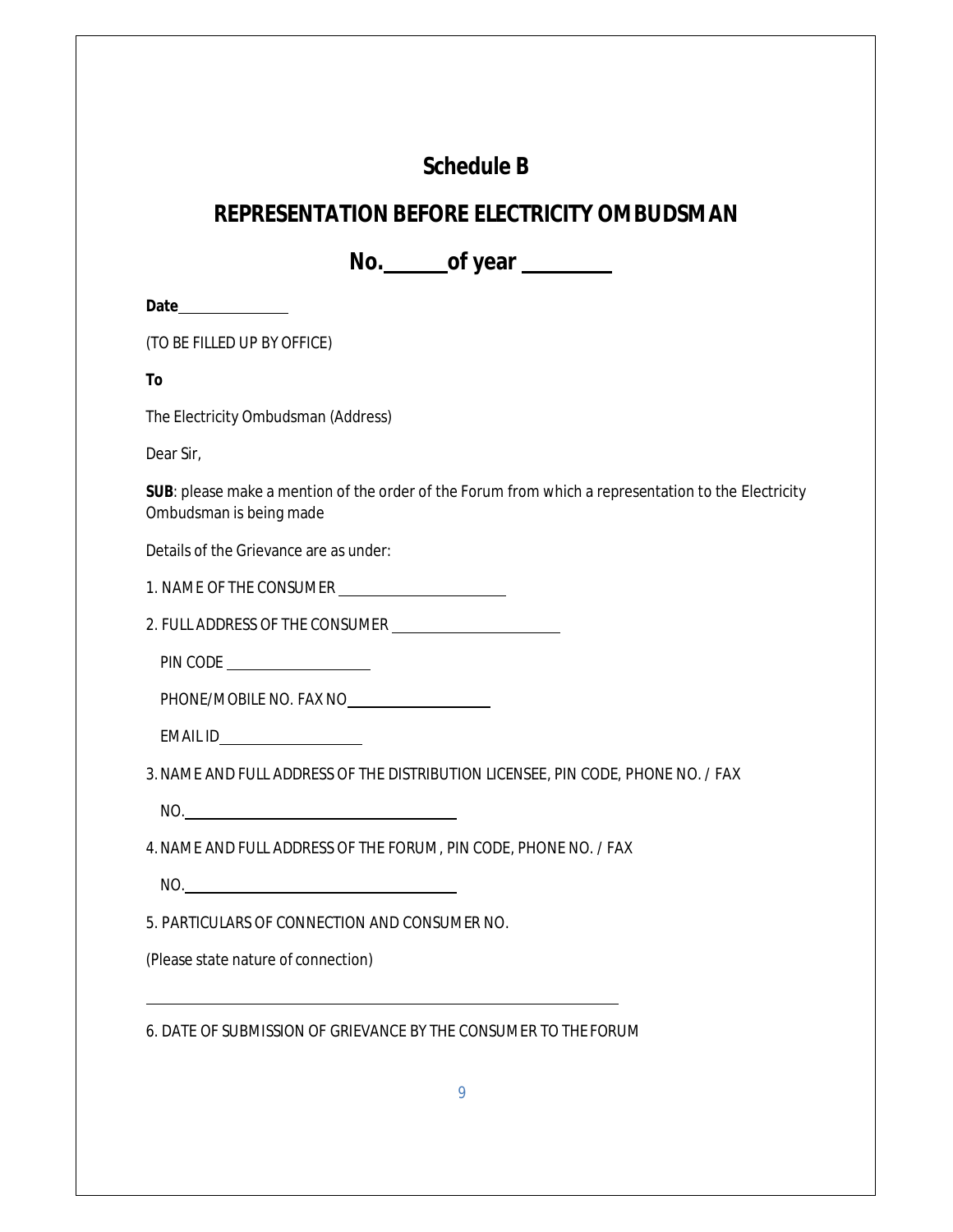# Schedule B

## REPRESENTATION BEFORE ELECTRICITY OMBUDSMAN

## No.______of year ________

**Date**______________

(TO BE FILLED UP BY OFFICE)

**To**

The Electricity Ombudsman (Address)

Dear Sir,

**SUB**: please make a mention of the order of the Forum from which a representation to the Electricity Ombudsman is being made

Details of the Grievance are as under:

1. NAME OF THE CONSUMER ______________________

2. FULL ADDRESS OF THE CONSUMER ______________________

   PIN CODE ____________________

   PHONE/MOBILE NO. FAX NO____________________

   EMAIL ID____________________

3. NAME AND FULL ADDRESS OF THE DISTRIBUTION LICENSEE, PIN CODE, PHONE NO. / FAX

   NO.____________________________________

4. NAME AND FULL ADDRESS OF THE FORUM, PIN CODE, PHONE NO. / FAX

   NO.____________________________________

5. PARTICULARS OF CONNECTION AND CONSUMER NO.

(Please state nature of connection)

______________________________________________________________

6. DATE OF SUBMISSION OF GRIEVANCE BY THE CONSUMER TO THE FORUM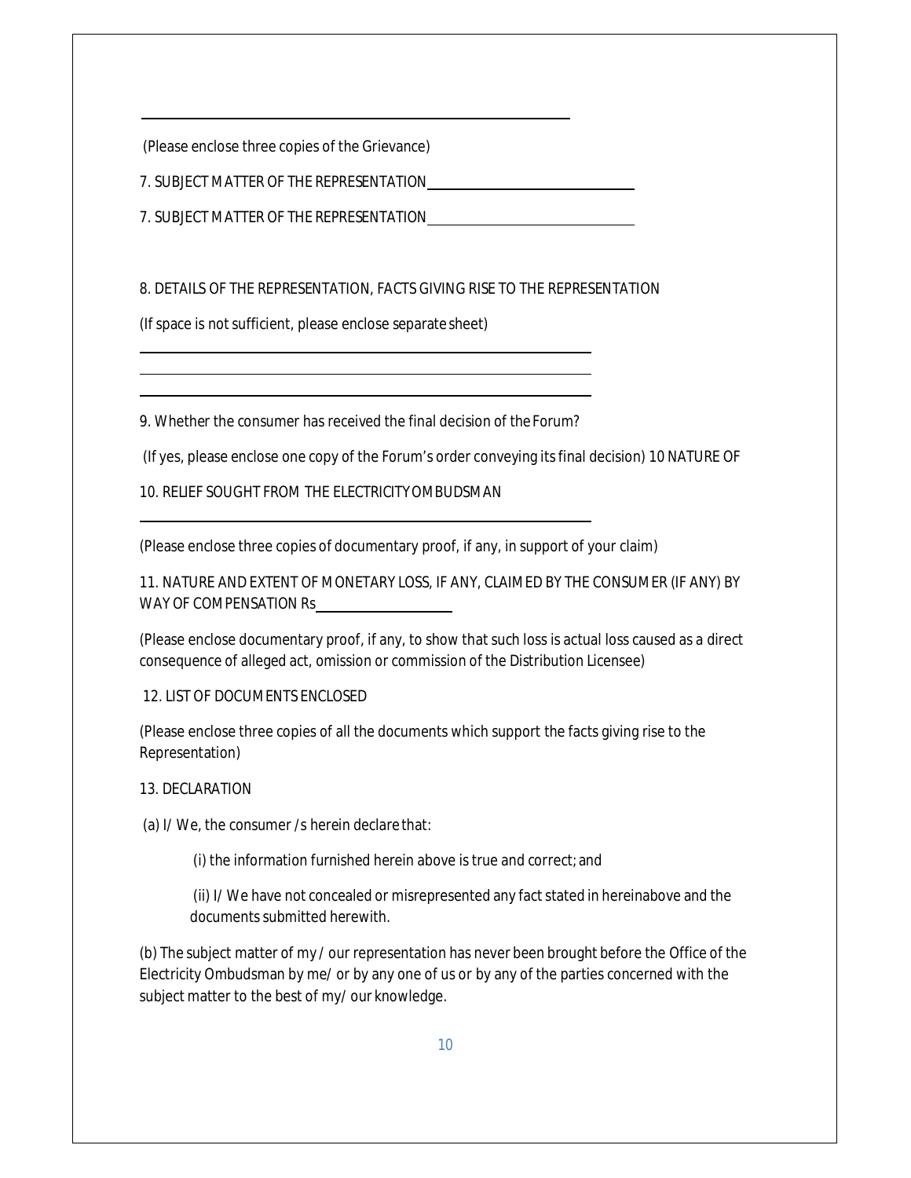\_\_\_\_\_\_\_\_\_\_\_\_\_\_\_\_\_\_\_\_\_\_\_\_\_\_\_\_\_\_\_\_\_\_\_\_\_\_\_\_\_\_\_\_\_\_\_\_\_\_\_\_

(Please enclose three copies of the Grievance)

7. SUBJECT MATTER OF THE REPRESENTATION\_\_\_\_\_\_\_\_\_\_\_\_\_\_\_\_\_\_\_\_\_\_\_\_\_\_\_\_

7. SUBJECT MATTER OF THE REPRESENTATION\_\_\_\_\_\_\_\_\_\_\_\_\_\_\_\_\_\_\_\_\_\_\_\_\_\_\_\_

8. DETAILS OF THE REPRESENTATION, FACTS GIVING RISE TO THE REPRESENTATION

(If space is not sufficient, please enclose separate sheet)

\_\_\_\_\_\_\_\_\_\_\_\_\_\_\_\_\_\_\_\_\_\_\_\_\_\_\_\_\_\_\_\_\_\_\_\_\_\_\_\_\_\_\_\_\_\_\_\_\_\_\_\_

\_\_\_\_\_\_\_\_\_\_\_\_\_\_\_\_\_\_\_\_\_\_\_\_\_\_\_\_\_\_\_\_\_\_\_\_\_\_\_\_\_\_\_\_\_\_\_\_\_\_\_\_

\_\_\_\_\_\_\_\_\_\_\_\_\_\_\_\_\_\_\_\_\_\_\_\_\_\_\_\_\_\_\_\_\_\_\_\_\_\_\_\_\_\_\_\_\_\_\_\_\_\_\_\_

9. Whether the consumer has received the final decision of the Forum?

(If yes, please enclose one copy of the Forum's order conveying its final decision) 10 NATURE OF

10. RELIEF SOUGHT FROM THE ELECTRICITY OMBUDSMAN

\_\_\_\_\_\_\_\_\_\_\_\_\_\_\_\_\_\_\_\_\_\_\_\_\_\_\_\_\_\_\_\_\_\_\_\_\_\_\_\_\_\_\_\_\_\_\_\_\_\_\_\_

(Please enclose three copies of documentary proof, if any, in support of your claim)

11. NATURE AND EXTENT OF MONETARY LOSS, IF ANY, CLAIMED BY THE CONSUMER (IF ANY) BY WAY OF COMPENSATION Rs\_\_\_\_\_\_\_\_\_\_\_\_\_\_\_\_\_\_

(Please enclose documentary proof, if any, to show that such loss is actual loss caused as a direct consequence of alleged act, omission or commission of the Distribution Licensee)

12. LIST OF DOCUMENTS ENCLOSED

(Please enclose three copies of all the documents which support the facts giving rise to the Representation)

13. DECLARATION

(a) I/ We, the consumer /s herein declare that:

(i) the information furnished herein above is true and correct; and

(ii) I/ We have not concealed or misrepresented any fact stated in hereinabove and the documents submitted herewith.

(b) The subject matter of my / our representation has never been brought before the Office of the Electricity Ombudsman by me/ or by any one of us or by any of the parties concerned with the subject matter to the best of my/ our knowledge.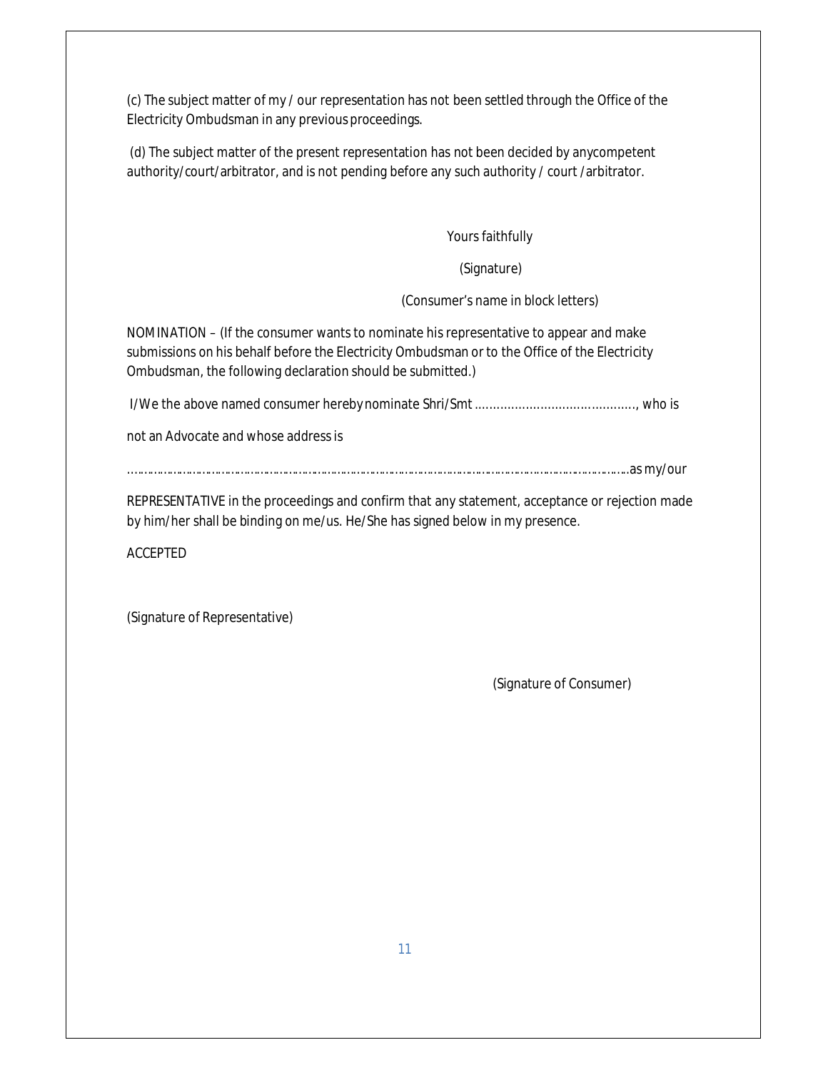(c) The subject matter of my / our representation has not been settled through the Office of the Electricity Ombudsman in any previous proceedings.

(d) The subject matter of the present representation has not been decided by anycompetent authority/court/arbitrator, and is not pending before any such authority / court /arbitrator.

Yours faithfully

(Signature)

(Consumer's name in block letters)

NOMINATION – (If the consumer wants to nominate his representative to appear and make submissions on his behalf before the Electricity Ombudsman or to the Office of the Electricity Ombudsman, the following declaration should be submitted.)

I/We the above named consumer hereby nominate Shri/Smt ……………………………………., who is

not an Advocate and whose address is

…………………………………………………………………………………………………………………………as my/our

REPRESENTATIVE in the proceedings and confirm that any statement, acceptance or rejection made by him/her shall be binding on me/us. He/She has signed below in my presence.

ACCEPTED

(Signature of Representative)

(Signature of Consumer)